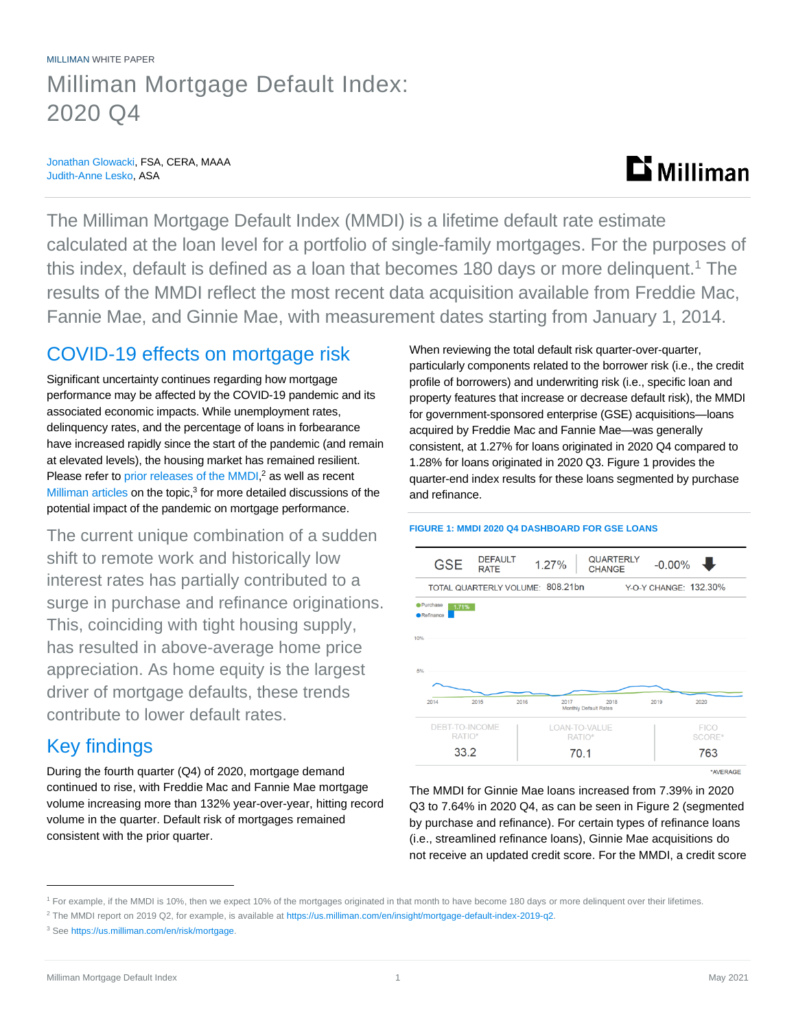MILLIMAN WHITE PAPER

# Milliman Mortgage Default Index: 2020 Q4

Jonathan Glowacki, FSA, CERA, MAAA
Judith-Anne Lesko, ASA

The Milliman Mortgage Default Index (MMDI) is a lifetime default rate estimate calculated at the loan level for a portfolio of single-family mortgages. For the purposes of this index, default is defined as a loan that becomes 180 days or more delinquent.[1] The results of the MMDI reflect the most recent data acquisition available from Freddie Mac, Fannie Mae, and Ginnie Mae, with measurement dates starting from January 1, 2014.

## COVID-19 effects on mortgage risk

Significant uncertainty continues regarding how mortgage performance may be affected by the COVID-19 pandemic and its associated economic impacts. While unemployment rates, delinquency rates, and the percentage of loans in forbearance have increased rapidly since the start of the pandemic (and remain at elevated levels), the housing market has remained resilient. Please refer to prior releases of the MMDI,[2] as well as recent Milliman articles on the topic,[3] for more detailed discussions of the potential impact of the pandemic on mortgage performance.

The current unique combination of a sudden shift to remote work and historically low interest rates has partially contributed to a surge in purchase and refinance originations. This, coinciding with tight housing supply, has resulted in above-average home price appreciation. As home equity is the largest driver of mortgage defaults, these trends contribute to lower default rates.

## Key findings

During the fourth quarter (Q4) of 2020, mortgage demand continued to rise, with Freddie Mac and Fannie Mae mortgage volume increasing more than 132% year-over-year, hitting record volume in the quarter. Default risk of mortgages remained consistent with the prior quarter.

When reviewing the total default risk quarter-over-quarter, particularly components related to the borrower risk (i.e., the credit profile of borrowers) and underwriting risk (i.e., specific loan and property features that increase or decrease default risk), the MMDI for government-sponsored enterprise (GSE) acquisitions—loans acquired by Freddie Mac and Fannie Mae—was generally consistent, at 1.27% for loans originated in 2020 Q4 compared to 1.28% for loans originated in 2020 Q3. Figure 1 provides the quarter-end index results for these loans segmented by purchase and refinance.

**FIGURE 1: MMDI 2020 Q4 DASHBOARD FOR GSE LOANS**

| GSE | DEFAULT RATE | 1.27% | QUARTERLY CHANGE | -0.00% ⬇ |
|---|---|---|---|---|
| TOTAL QUARTERLY VOLUME: | 808.21bn | | Y-O-Y CHANGE: | 132.30% |

Purchase: 1.71%
Refinance

Monthly Default Rates (2014–2020)

| DEBT-TO-INCOME RATIO* | LOAN-TO-VALUE RATIO* | FICO SCORE* |
|---|---|---|
| 33.2 | 70.1 | 763 |

*AVERAGE

The MMDI for Ginnie Mae loans increased from 7.39% in 2020 Q3 to 7.64% in 2020 Q4, as can be seen in Figure 2 (segmented by purchase and refinance). For certain types of refinance loans (i.e., streamlined refinance loans), Ginnie Mae acquisitions do not receive an updated credit score. For the MMDI, a credit score

---

[1] For example, if the MMDI is 10%, then we expect 10% of the mortgages originated in that month to have become 180 days or more delinquent over their lifetimes.

[2] The MMDI report on 2019 Q2, for example, is available at https://us.milliman.com/en/insight/mortgage-default-index-2019-q2.

[3] See https://us.milliman.com/en/risk/mortgage.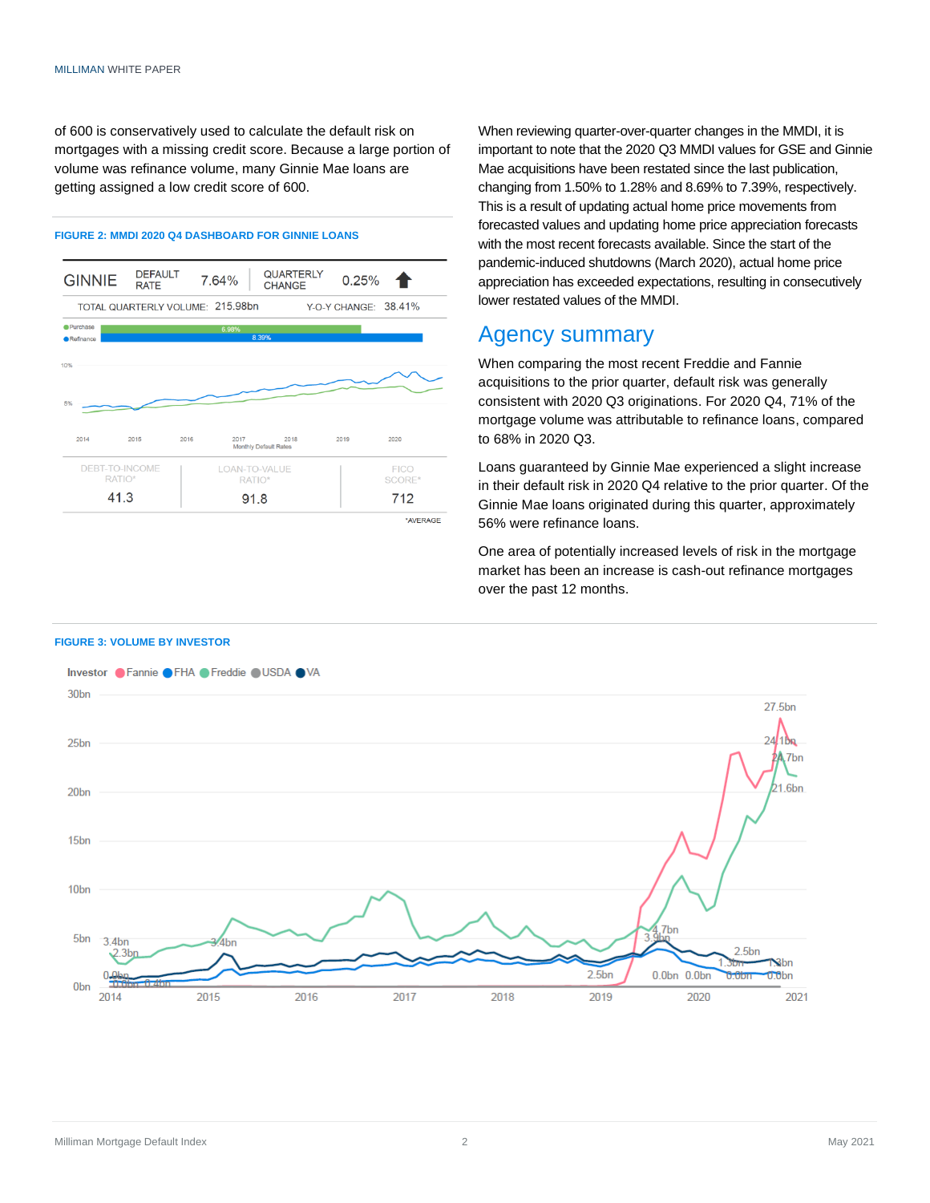of 600 is conservatively used to calculate the default risk on mortgages with a missing credit score. Because a large portion of volume was refinance volume, many Ginnie Mae loans are getting assigned a low credit score of 600.

**FIGURE 2: MMDI 2020 Q4 DASHBOARD FOR GINNIE LOANS**

| GINNIE | DEFAULT RATE | 7.64% | QUARTERLY CHANGE | 0.25% |
|---|---|---|---|---|
| TOTAL QUARTERLY VOLUME: | 215.98bn | | Y-O-Y CHANGE: | 38.41% |

| DEBT-TO-INCOME RATIO* | LOAN-TO-VALUE RATIO* | FICO SCORE* |
|---|---|---|
| 41.3 | 91.8 | 712 |

*AVERAGE

**FIGURE 3: VOLUME BY INVESTOR**

When reviewing quarter-over-quarter changes in the MMDI, it is important to note that the 2020 Q3 MMDI values for GSE and Ginnie Mae acquisitions have been restated since the last publication, changing from 1.50% to 1.28% and 8.69% to 7.39%, respectively. This is a result of updating actual home price movements from forecasted values and updating home price appreciation forecasts with the most recent forecasts available. Since the start of the pandemic-induced shutdowns (March 2020), actual home price appreciation has exceeded expectations, resulting in consecutively lower restated values of the MMDI.

## Agency summary

When comparing the most recent Freddie and Fannie acquisitions to the prior quarter, default risk was generally consistent with 2020 Q3 originations. For 2020 Q4, 71% of the mortgage volume was attributable to refinance loans, compared to 68% in 2020 Q3.

Loans guaranteed by Ginnie Mae experienced a slight increase in their default risk in 2020 Q4 relative to the prior quarter. Of the Ginnie Mae loans originated during this quarter, approximately 56% were refinance loans.

One area of potentially increased levels of risk in the mortgage market has been an increase is cash-out refinance mortgages over the past 12 months.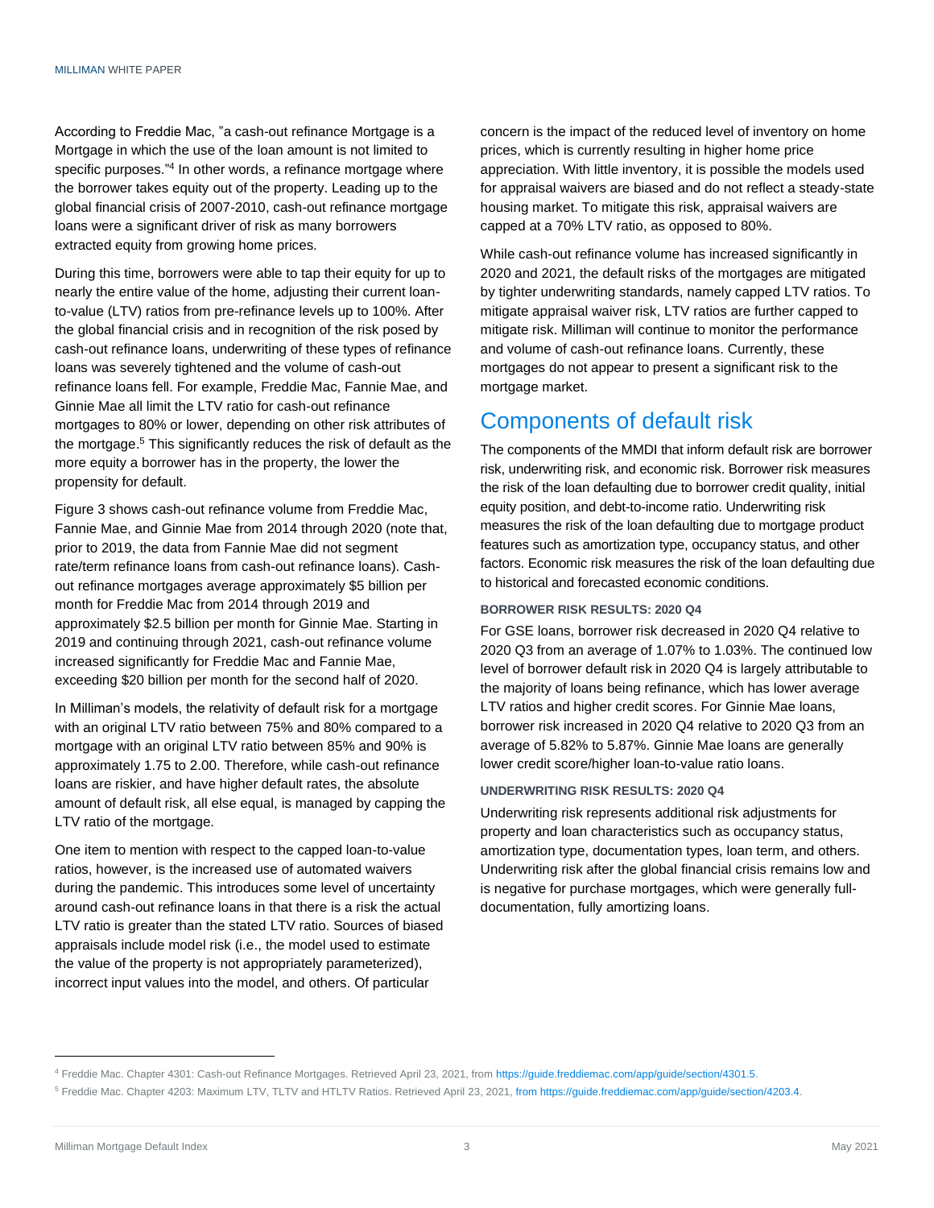According to Freddie Mac, "a cash-out refinance Mortgage is a Mortgage in which the use of the loan amount is not limited to specific purposes."[4] In other words, a refinance mortgage where the borrower takes equity out of the property. Leading up to the global financial crisis of 2007-2010, cash-out refinance mortgage loans were a significant driver of risk as many borrowers extracted equity from growing home prices.

During this time, borrowers were able to tap their equity for up to nearly the entire value of the home, adjusting their current loan-to-value (LTV) ratios from pre-refinance levels up to 100%. After the global financial crisis and in recognition of the risk posed by cash-out refinance loans, underwriting of these types of refinance loans was severely tightened and the volume of cash-out refinance loans fell. For example, Freddie Mac, Fannie Mae, and Ginnie Mae all limit the LTV ratio for cash-out refinance mortgages to 80% or lower, depending on other risk attributes of the mortgage.[5] This significantly reduces the risk of default as the more equity a borrower has in the property, the lower the propensity for default.

Figure 3 shows cash-out refinance volume from Freddie Mac, Fannie Mae, and Ginnie Mae from 2014 through 2020 (note that, prior to 2019, the data from Fannie Mae did not segment rate/term refinance loans from cash-out refinance loans). Cash-out refinance mortgages average approximately $5 billion per month for Freddie Mac from 2014 through 2019 and approximately $2.5 billion per month for Ginnie Mae. Starting in 2019 and continuing through 2021, cash-out refinance volume increased significantly for Freddie Mac and Fannie Mae, exceeding $20 billion per month for the second half of 2020.

In Milliman's models, the relativity of default risk for a mortgage with an original LTV ratio between 75% and 80% compared to a mortgage with an original LTV ratio between 85% and 90% is approximately 1.75 to 2.00. Therefore, while cash-out refinance loans are riskier, and have higher default rates, the absolute amount of default risk, all else equal, is managed by capping the LTV ratio of the mortgage.

One item to mention with respect to the capped loan-to-value ratios, however, is the increased use of automated waivers during the pandemic. This introduces some level of uncertainty around cash-out refinance loans in that there is a risk the actual LTV ratio is greater than the stated LTV ratio. Sources of biased appraisals include model risk (i.e., the model used to estimate the value of the property is not appropriately parameterized), incorrect input values into the model, and others. Of particular concern is the impact of the reduced level of inventory on home prices, which is currently resulting in higher home price appreciation. With little inventory, it is possible the models used for appraisal waivers are biased and do not reflect a steady-state housing market. To mitigate this risk, appraisal waivers are capped at a 70% LTV ratio, as opposed to 80%.

While cash-out refinance volume has increased significantly in 2020 and 2021, the default risks of the mortgages are mitigated by tighter underwriting standards, namely capped LTV ratios. To mitigate appraisal waiver risk, LTV ratios are further capped to mitigate risk. Milliman will continue to monitor the performance and volume of cash-out refinance loans. Currently, these mortgages do not appear to present a significant risk to the mortgage market.

## Components of default risk

The components of the MMDI that inform default risk are borrower risk, underwriting risk, and economic risk. Borrower risk measures the risk of the loan defaulting due to borrower credit quality, initial equity position, and debt-to-income ratio. Underwriting risk measures the risk of the loan defaulting due to mortgage product features such as amortization type, occupancy status, and other factors. Economic risk measures the risk of the loan defaulting due to historical and forecasted economic conditions.

#### BORROWER RISK RESULTS: 2020 Q4

For GSE loans, borrower risk decreased in 2020 Q4 relative to 2020 Q3 from an average of 1.07% to 1.03%. The continued low level of borrower default risk in 2020 Q4 is largely attributable to the majority of loans being refinance, which has lower average LTV ratios and higher credit scores. For Ginnie Mae loans, borrower risk increased in 2020 Q4 relative to 2020 Q3 from an average of 5.82% to 5.87%. Ginnie Mae loans are generally lower credit score/higher loan-to-value ratio loans.

#### UNDERWRITING RISK RESULTS: 2020 Q4

Underwriting risk represents additional risk adjustments for property and loan characteristics such as occupancy status, amortization type, documentation types, loan term, and others. Underwriting risk after the global financial crisis remains low and is negative for purchase mortgages, which were generally full-documentation, fully amortizing loans.

---

[4] Freddie Mac. Chapter 4301: Cash-out Refinance Mortgages. Retrieved April 23, 2021, from https://guide.freddiemac.com/app/guide/section/4301.5.

[5] Freddie Mac. Chapter 4203: Maximum LTV, TLTV and HTLTV Ratios. Retrieved April 23, 2021, from https://guide.freddiemac.com/app/guide/section/4203.4.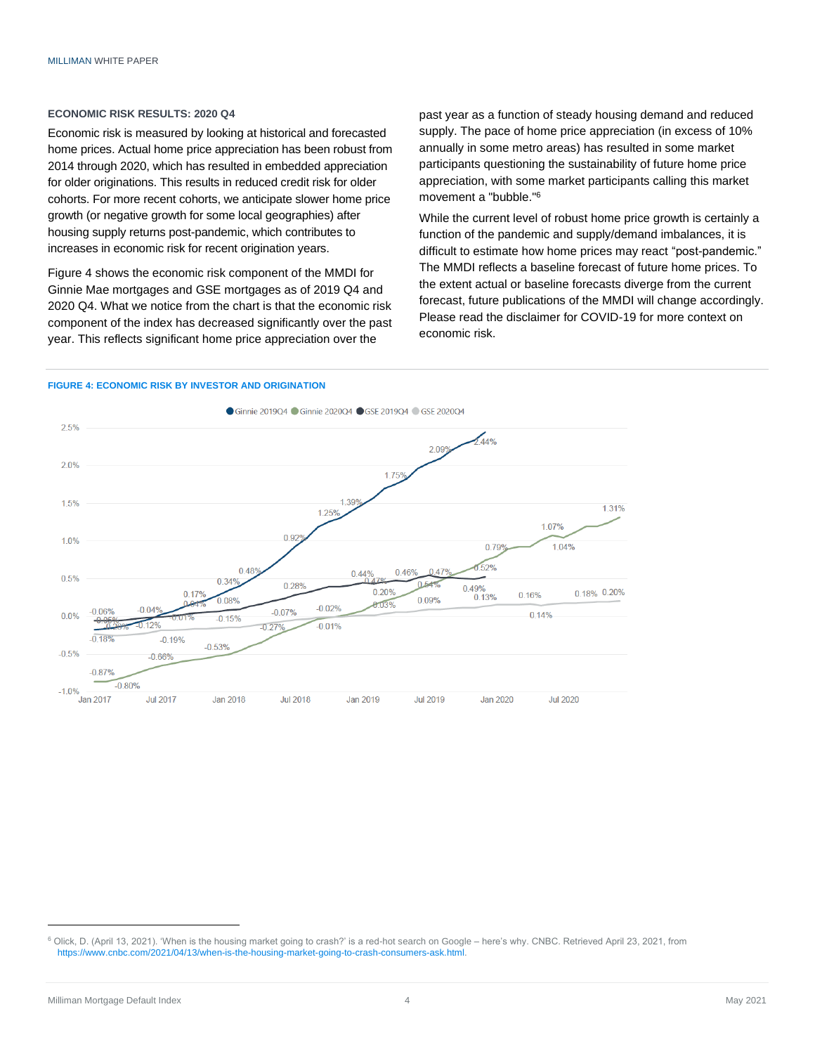### ECONOMIC RISK RESULTS: 2020 Q4

Economic risk is measured by looking at historical and forecasted home prices. Actual home price appreciation has been robust from 2014 through 2020, which has resulted in embedded appreciation for older originations. This results in reduced credit risk for older cohorts. For more recent cohorts, we anticipate slower home price growth (or negative growth for some local geographies) after housing supply returns post-pandemic, which contributes to increases in economic risk for recent origination years.

Figure 4 shows the economic risk component of the MMDI for Ginnie Mae mortgages and GSE mortgages as of 2019 Q4 and 2020 Q4. What we notice from the chart is that the economic risk component of the index has decreased significantly over the past year. This reflects significant home price appreciation over the past year as a function of steady housing demand and reduced supply. The pace of home price appreciation (in excess of 10% annually in some metro areas) has resulted in some market participants questioning the sustainability of future home price appreciation, with some market participants calling this market movement a "bubble."[6]

While the current level of robust home price growth is certainly a function of the pandemic and supply/demand imbalances, it is difficult to estimate how home prices may react "post-pandemic." The MMDI reflects a baseline forecast of future home prices. To the extent actual or baseline forecasts diverge from the current forecast, future publications of the MMDI will change accordingly. Please read the disclaimer for COVID-19 for more context on economic risk.

**FIGURE 4: ECONOMIC RISK BY INVESTOR AND ORIGINATION**

[6] Olick, D. (April 13, 2021). 'When is the housing market going to crash?' is a red-hot search on Google – here's why. CNBC. Retrieved April 23, 2021, from https://www.cnbc.com/2021/04/13/when-is-the-housing-market-going-to-crash-consumers-ask.html.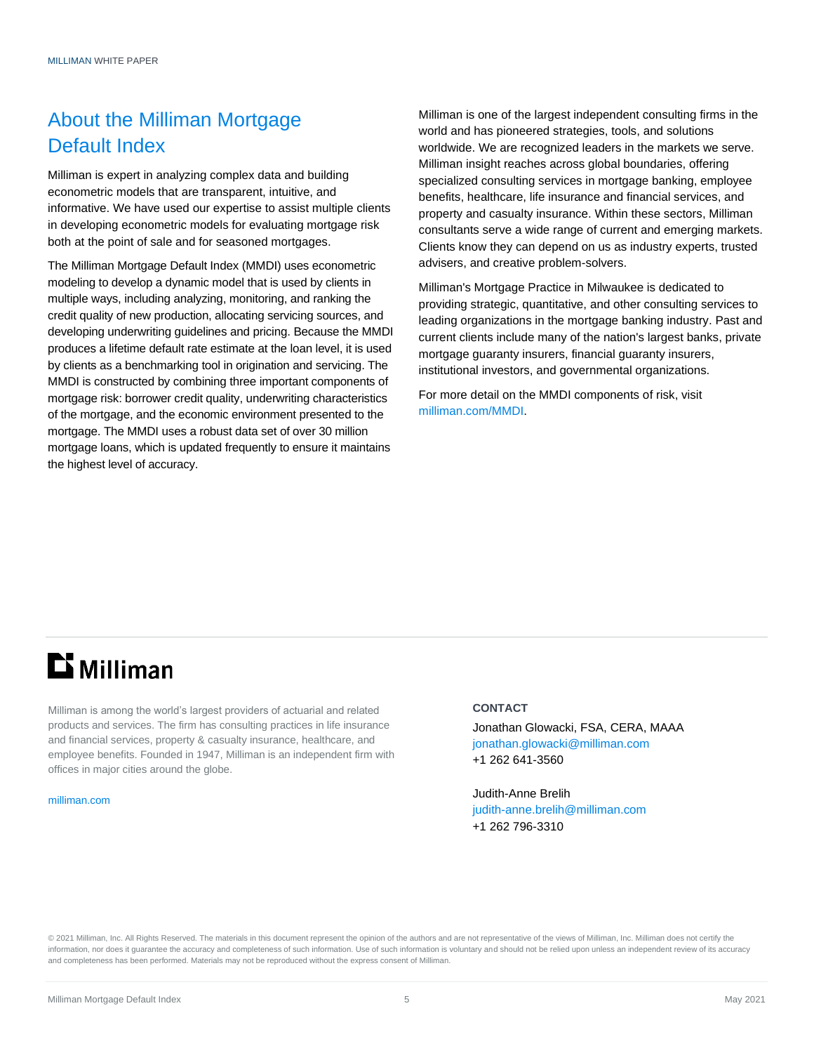## About the Milliman Mortgage Default Index

Milliman is expert in analyzing complex data and building econometric models that are transparent, intuitive, and informative. We have used our expertise to assist multiple clients in developing econometric models for evaluating mortgage risk both at the point of sale and for seasoned mortgages.

The Milliman Mortgage Default Index (MMDI) uses econometric modeling to develop a dynamic model that is used by clients in multiple ways, including analyzing, monitoring, and ranking the credit quality of new production, allocating servicing sources, and developing underwriting guidelines and pricing. Because the MMDI produces a lifetime default rate estimate at the loan level, it is used by clients as a benchmarking tool in origination and servicing. The MMDI is constructed by combining three important components of mortgage risk: borrower credit quality, underwriting characteristics of the mortgage, and the economic environment presented to the mortgage. The MMDI uses a robust data set of over 30 million mortgage loans, which is updated frequently to ensure it maintains the highest level of accuracy.

Milliman is one of the largest independent consulting firms in the world and has pioneered strategies, tools, and solutions worldwide. We are recognized leaders in the markets we serve. Milliman insight reaches across global boundaries, offering specialized consulting services in mortgage banking, employee benefits, healthcare, life insurance and financial services, and property and casualty insurance. Within these sectors, Milliman consultants serve a wide range of current and emerging markets. Clients know they can depend on us as industry experts, trusted advisers, and creative problem-solvers.

Milliman's Mortgage Practice in Milwaukee is dedicated to providing strategic, quantitative, and other consulting services to leading organizations in the mortgage banking industry. Past and current clients include many of the nation's largest banks, private mortgage guaranty insurers, financial guaranty insurers, institutional investors, and governmental organizations.

For more detail on the MMDI components of risk, visit milliman.com/MMDI.

Milliman

Milliman is among the world's largest providers of actuarial and related products and services. The firm has consulting practices in life insurance and financial services, property & casualty insurance, healthcare, and employee benefits. Founded in 1947, Milliman is an independent firm with offices in major cities around the globe.

milliman.com

**CONTACT**

Jonathan Glowacki, FSA, CERA, MAAA
jonathan.glowacki@milliman.com
+1 262 641-3560

Judith-Anne Brelih
judith-anne.brelih@milliman.com
+1 262 796-3310

© 2021 Milliman, Inc. All Rights Reserved. The materials in this document represent the opinion of the authors and are not representative of the views of Milliman, Inc. Milliman does not certify the information, nor does it guarantee the accuracy and completeness of such information. Use of such information is voluntary and should not be relied upon unless an independent review of its accuracy and completeness has been performed. Materials may not be reproduced without the express consent of Milliman.